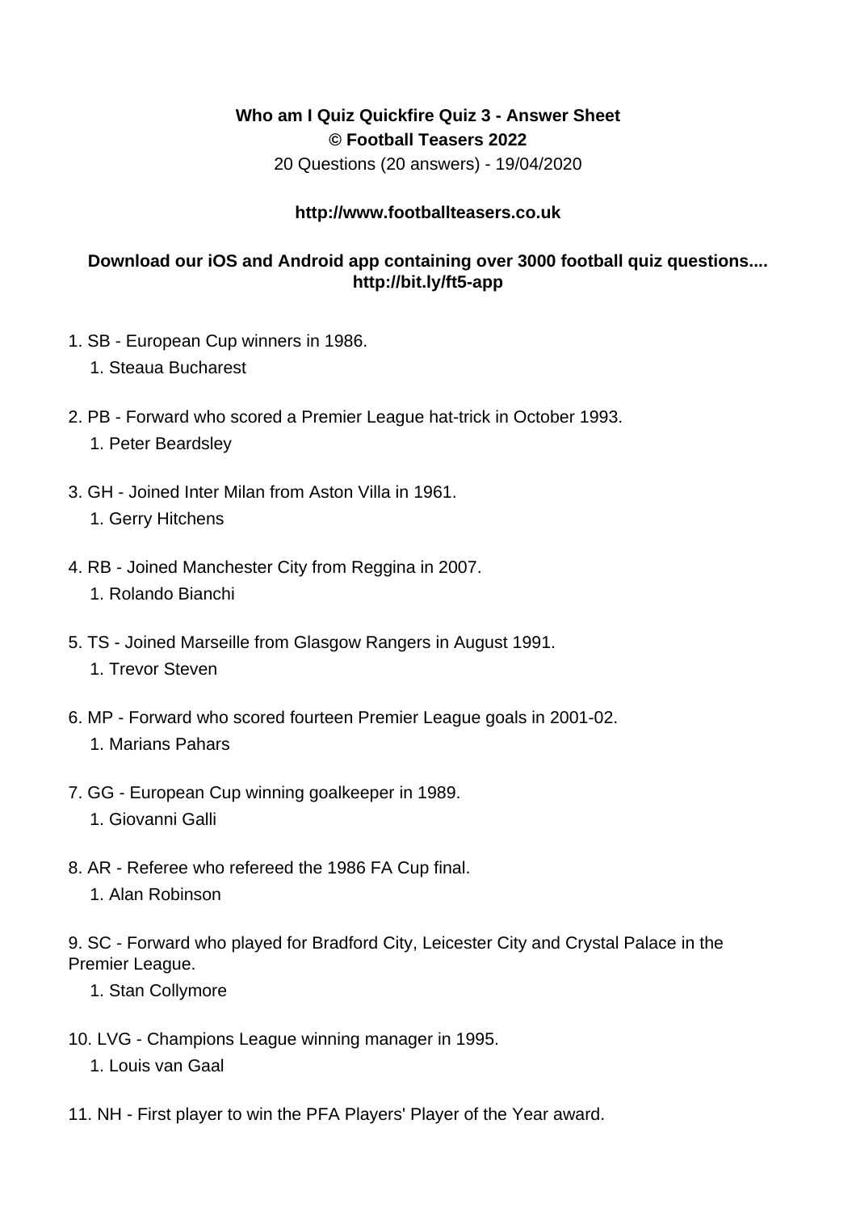**Who am I Quiz Quickfire Quiz 3 - Answer Sheet**
**© Football Teasers 2022**
20 Questions (20 answers) - 19/04/2020

**http://www.footballteasers.co.uk**

**Download our iOS and Android app containing over 3000 football quiz questions.... http://bit.ly/ft5-app**

1. SB - European Cup winners in 1986.
    1. Steaua Bucharest

2. PB - Forward who scored a Premier League hat-trick in October 1993.
    1. Peter Beardsley

3. GH - Joined Inter Milan from Aston Villa in 1961.
    1. Gerry Hitchens

4. RB - Joined Manchester City from Reggina in 2007.
    1. Rolando Bianchi

5. TS - Joined Marseille from Glasgow Rangers in August 1991.
    1. Trevor Steven

6. MP - Forward who scored fourteen Premier League goals in 2001-02.
    1. Marians Pahars

7. GG - European Cup winning goalkeeper in 1989.
    1. Giovanni Galli

8. AR - Referee who refereed the 1986 FA Cup final.
    1. Alan Robinson

9. SC - Forward who played for Bradford City, Leicester City and Crystal Palace in the Premier League.
    1. Stan Collymore

10. LVG - Champions League winning manager in 1995.
    1. Louis van Gaal

11. NH - First player to win the PFA Players' Player of the Year award.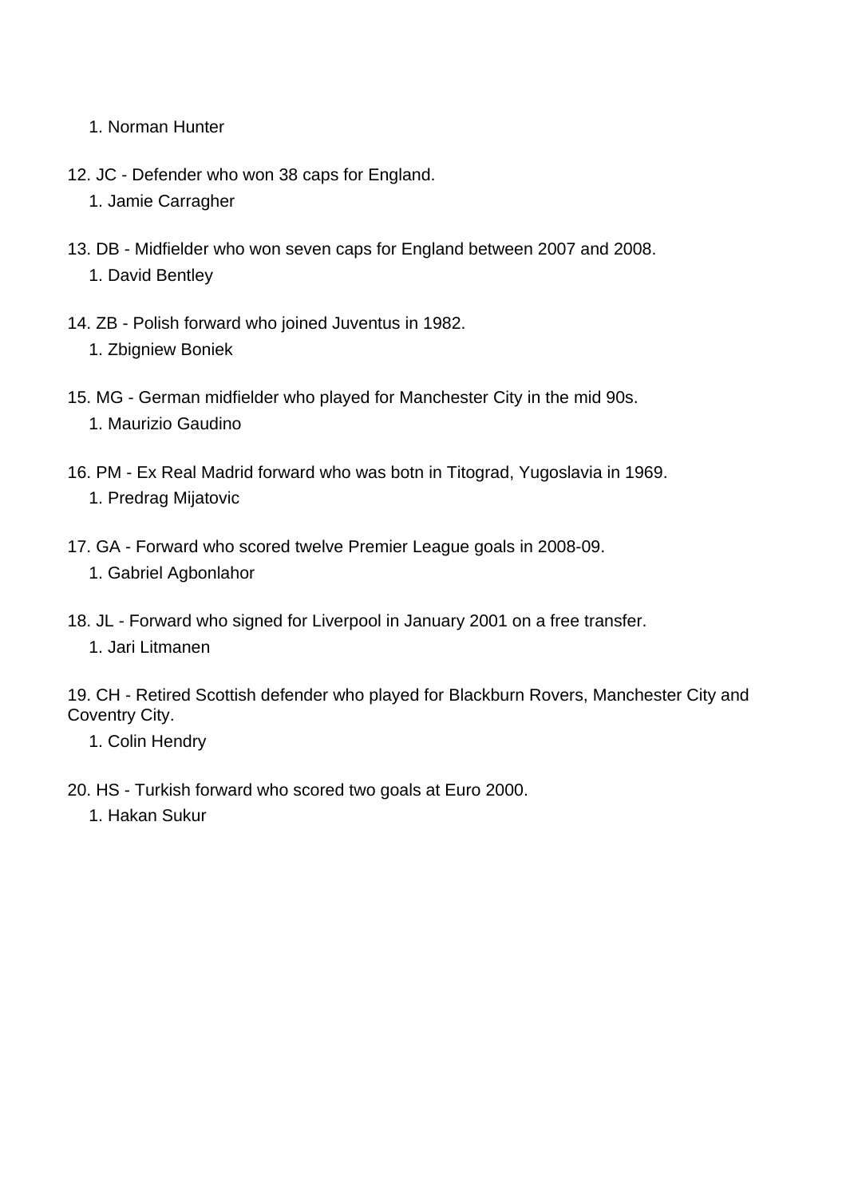1. Norman Hunter

12. JC - Defender who won 38 caps for England.
    1. Jamie Carragher

13. DB - Midfielder who won seven caps for England between 2007 and 2008.
    1. David Bentley

14. ZB - Polish forward who joined Juventus in 1982.
    1. Zbigniew Boniek

15. MG - German midfielder who played for Manchester City in the mid 90s.
    1. Maurizio Gaudino

16. PM - Ex Real Madrid forward who was botn in Titograd, Yugoslavia in 1969.
    1. Predrag Mijatovic

17. GA - Forward who scored twelve Premier League goals in 2008-09.
    1. Gabriel Agbonlahor

18. JL - Forward who signed for Liverpool in January 2001 on a free transfer.
    1. Jari Litmanen

19. CH - Retired Scottish defender who played for Blackburn Rovers, Manchester City and Coventry City.
    1. Colin Hendry

20. HS - Turkish forward who scored two goals at Euro 2000.
    1. Hakan Sukur